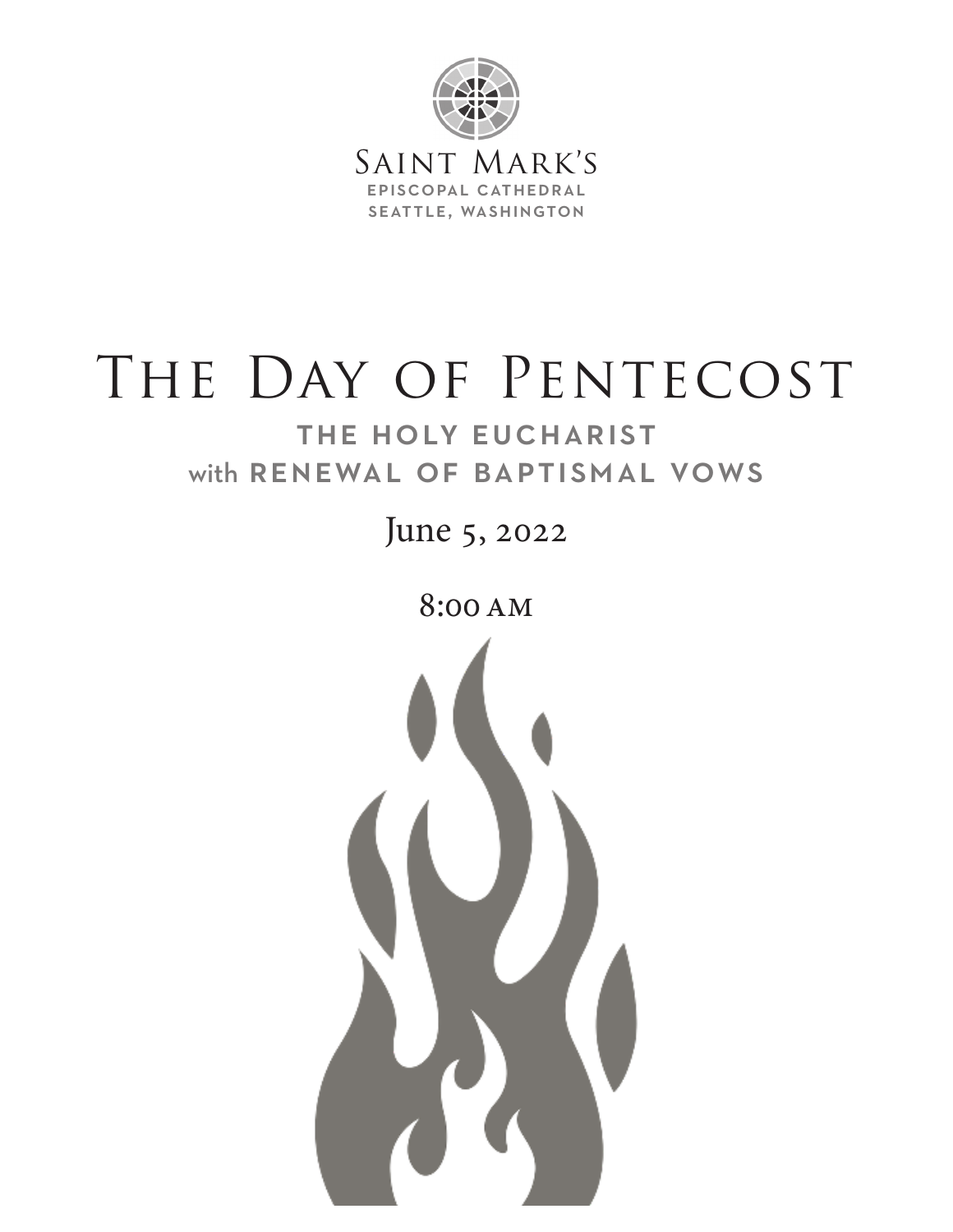Saint Mark's

EPISCOPAL CATHEDRAL

SEATTLE, WASHINGTON

# The Day of Pentecost

## THE HOLY EUCHARIST with RENEWAL OF BAPTISMAL VOWS

June 5, 2022

8:00 AM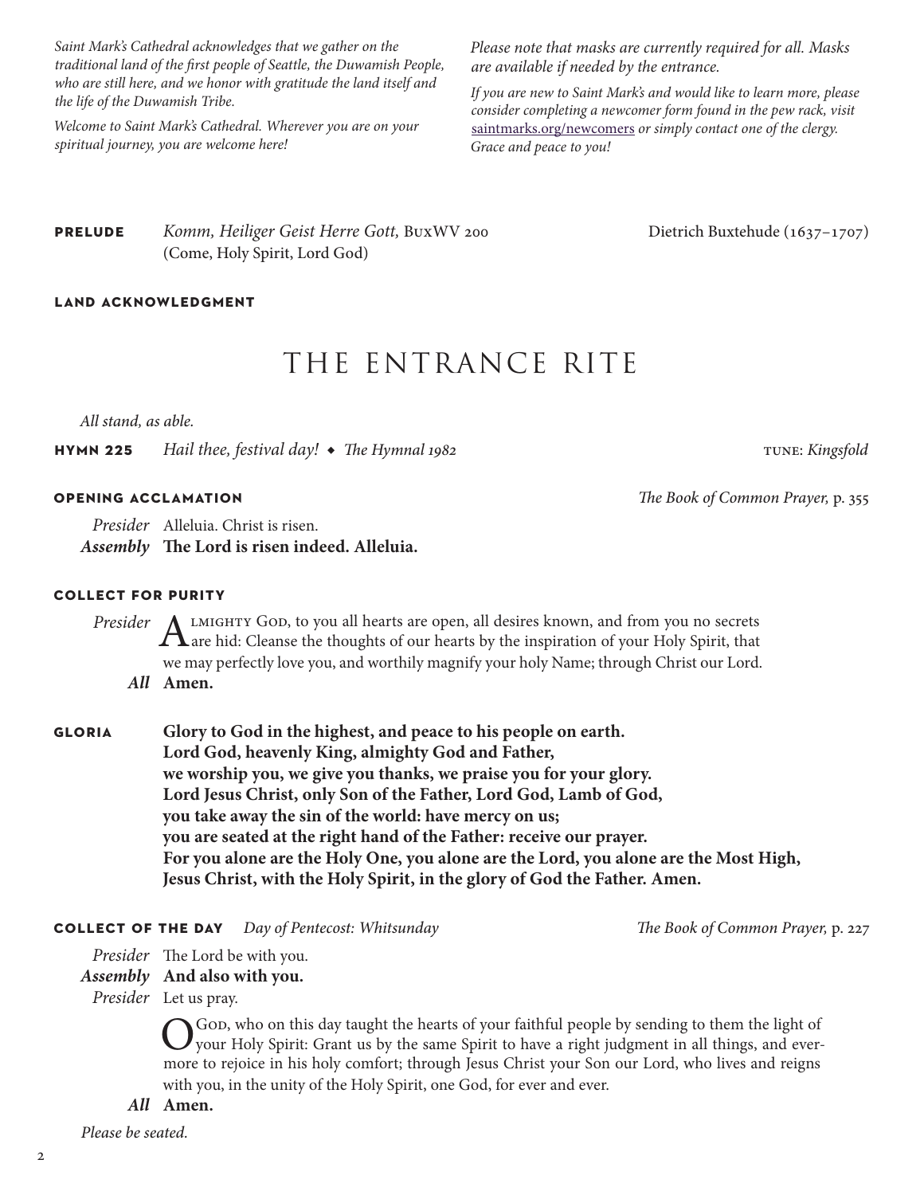*Saint Mark's Cathedral acknowledges that we gather on the traditional land of the first people of Seattle, the Duwamish People, who are still here, and we honor with gratitude the land itself and the life of the Duwamish Tribe.*

*Welcome to Saint Mark's Cathedral. Wherever you are on your spiritual journey, you are welcome here!*

*Please note that masks are currently required for all. Masks are available if needed by the entrance.*

*If you are new to Saint Mark's and would like to learn more, please consider completing a newcomer form found in the pew rack, visit* saintmarks.org/newcomers *or simply contact one of the clergy. Grace and peace to you!*

**PRELUDE** *Komm, Heiliger Geist Herre Gott,* BuxWV 200 (Come, Holy Spirit, Lord God) — Dietrich Buxtehude (1637–1707)

**LAND ACKNOWLEDGMENT**

# THE ENTRANCE RITE

*All stand, as able.*

**HYMN 225** *Hail thee, festival day!* ◆ *The Hymnal 1982* — TUNE: *Kingsfold*

**OPENING ACCLAMATION** — *The Book of Common Prayer,* p. 355

*Presider* Alleluia. Christ is risen.
***Assembly* The Lord is risen indeed. Alleluia.**

**COLLECT FOR PURITY**

*Presider* Almighty God, to you all hearts are open, all desires known, and from you no secrets are hid: Cleanse the thoughts of our hearts by the inspiration of your Holy Spirit, that we may perfectly love you, and worthily magnify your holy Name; through Christ our Lord.
***All* Amen.**

**GLORIA**

**Glory to God in the highest, and peace to his people on earth.
Lord God, heavenly King, almighty God and Father,
we worship you, we give you thanks, we praise you for your glory.
Lord Jesus Christ, only Son of the Father, Lord God, Lamb of God,
you take away the sin of the world: have mercy on us;
you are seated at the right hand of the Father: receive our prayer.
For you alone are the Holy One, you alone are the Lord, you alone are the Most High,
Jesus Christ, with the Holy Spirit, in the glory of God the Father. Amen.**

**COLLECT OF THE DAY** *Day of Pentecost: Whitsunday* — *The Book of Common Prayer,* p. 227

*Presider* The Lord be with you.
***Assembly* And also with you.**
*Presider* Let us pray.

O God, who on this day taught the hearts of your faithful people by sending to them the light of your Holy Spirit: Grant us by the same Spirit to have a right judgment in all things, and evermore to rejoice in his holy comfort; through Jesus Christ your Son our Lord, who lives and reigns with you, in the unity of the Holy Spirit, one God, for ever and ever.
***All* Amen.**

*Please be seated.*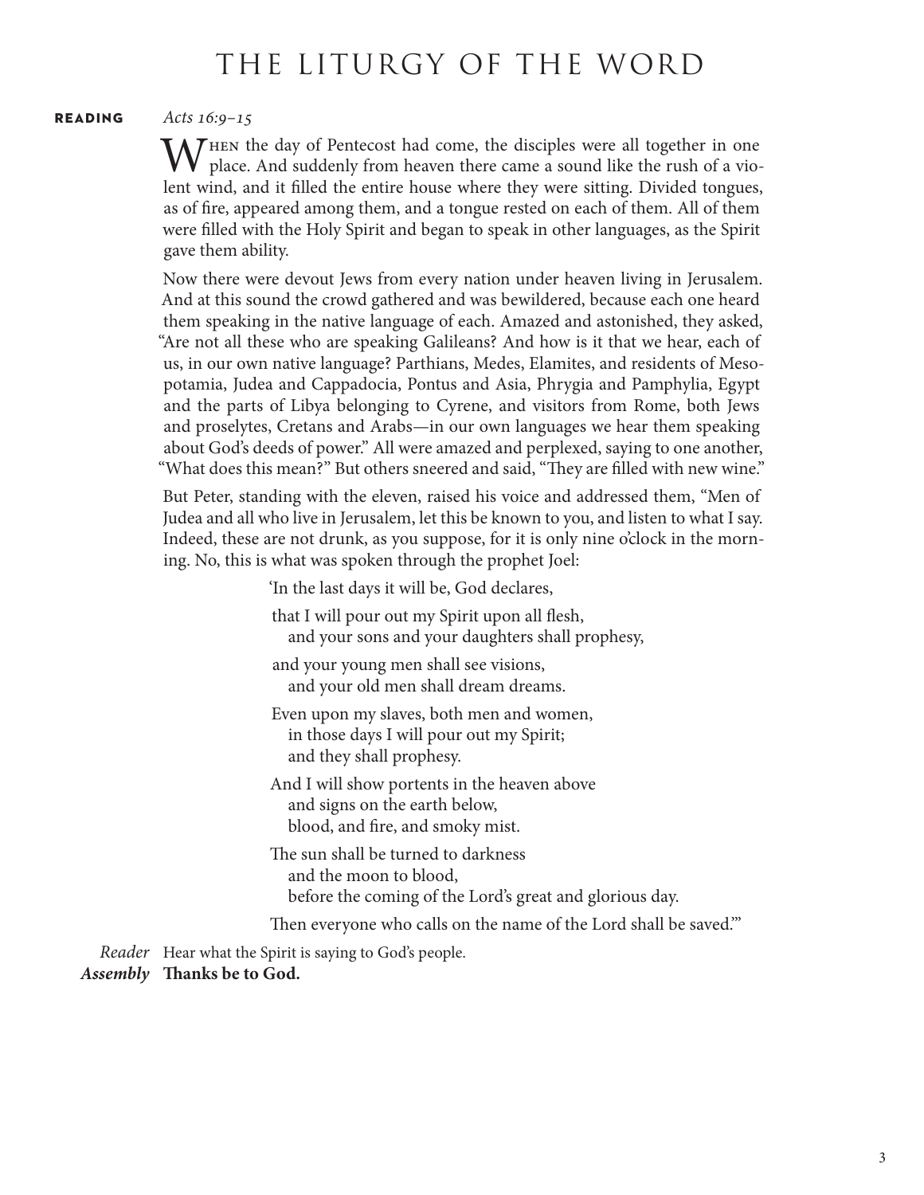# THE LITURGY OF THE WORD

**READING** *Acts 16:9–15*

When the day of Pentecost had come, the disciples were all together in one place. And suddenly from heaven there came a sound like the rush of a violent wind, and it filled the entire house where they were sitting. Divided tongues, as of fire, appeared among them, and a tongue rested on each of them. All of them were filled with the Holy Spirit and began to speak in other languages, as the Spirit gave them ability.

Now there were devout Jews from every nation under heaven living in Jerusalem. And at this sound the crowd gathered and was bewildered, because each one heard them speaking in the native language of each. Amazed and astonished, they asked, "Are not all these who are speaking Galileans? And how is it that we hear, each of us, in our own native language? Parthians, Medes, Elamites, and residents of Mesopotamia, Judea and Cappadocia, Pontus and Asia, Phrygia and Pamphylia, Egypt and the parts of Libya belonging to Cyrene, and visitors from Rome, both Jews and proselytes, Cretans and Arabs—in our own languages we hear them speaking about God's deeds of power." All were amazed and perplexed, saying to one another, "What does this mean?" But others sneered and said, "They are filled with new wine."

But Peter, standing with the eleven, raised his voice and addressed them, "Men of Judea and all who live in Jerusalem, let this be known to you, and listen to what I say. Indeed, these are not drunk, as you suppose, for it is only nine o'clock in the morning. No, this is what was spoken through the prophet Joel:

'In the last days it will be, God declares,

that I will pour out my Spirit upon all flesh,
 and your sons and your daughters shall prophesy,

and your young men shall see visions,
 and your old men shall dream dreams.

Even upon my slaves, both men and women,
 in those days I will pour out my Spirit;
 and they shall prophesy.

And I will show portents in the heaven above
 and signs on the earth below,
 blood, and fire, and smoky mist.

The sun shall be turned to darkness
 and the moon to blood,
 before the coming of the Lord's great and glorious day.

Then everyone who calls on the name of the Lord shall be saved.'"

*Reader* Hear what the Spirit is saying to God's people.
***Assembly*** **Thanks be to God.**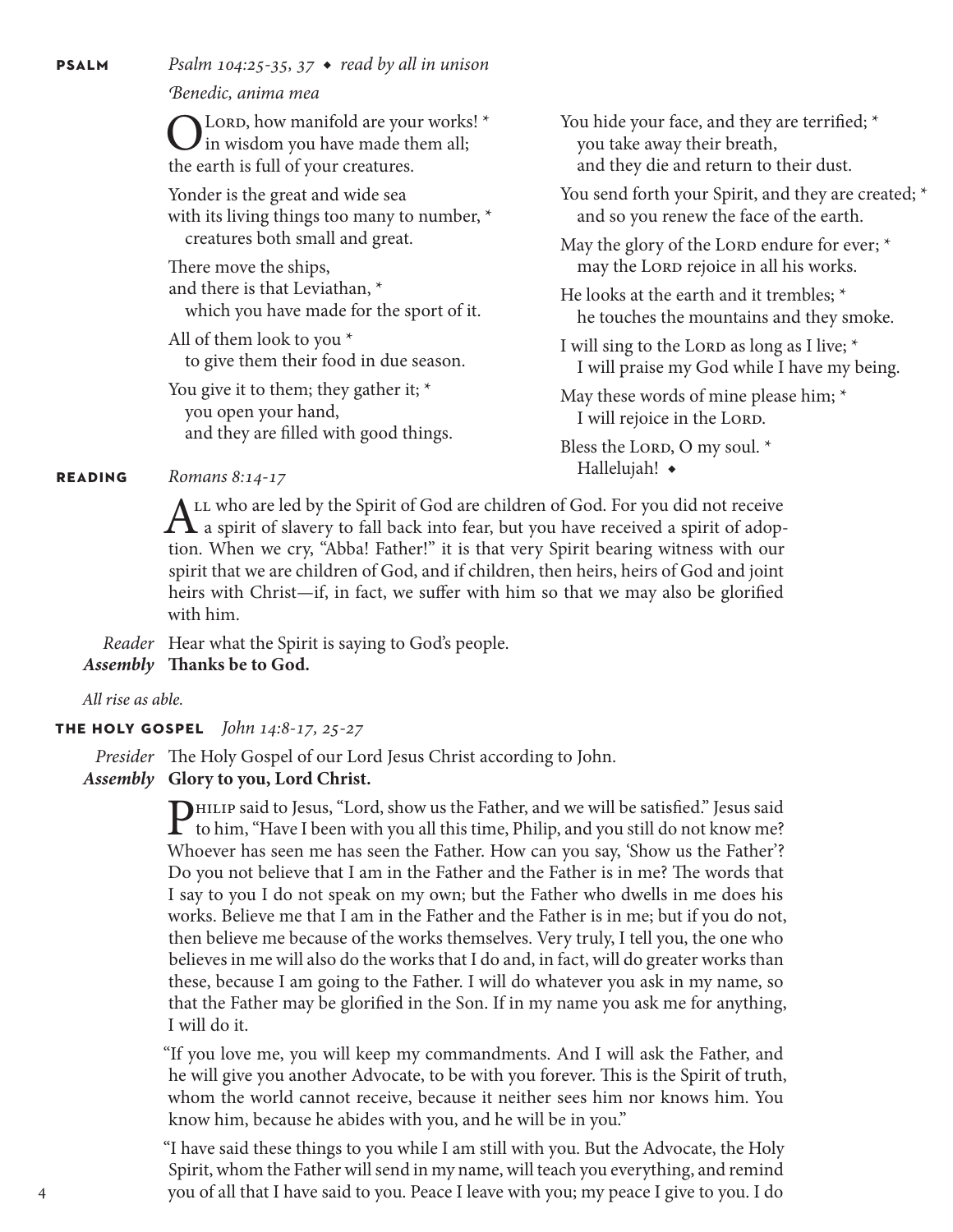**PSALM** *Psalm 104:25-35, 37 ◆ read by all in unison*

*Benedic, anima mea*

O LORD, how manifold are your works! *
in wisdom you have made them all;
the earth is full of your creatures.

Yonder is the great and wide sea
with its living things too many to number, *
creatures both small and great.

There move the ships,
and there is that Leviathan, *
which you have made for the sport of it.

All of them look to you *
to give them their food in due season.

You give it to them; they gather it; *
you open your hand,
and they are filled with good things.

You hide your face, and they are terrified; *
you take away their breath,
and they die and return to their dust.

You send forth your Spirit, and they are created; *
and so you renew the face of the earth.

May the glory of the LORD endure for ever; *
may the LORD rejoice in all his works.

He looks at the earth and it trembles; *
he touches the mountains and they smoke.

I will sing to the LORD as long as I live; *
I will praise my God while I have my being.

May these words of mine please him; *
I will rejoice in the LORD.

Bless the LORD, O my soul. *
Hallelujah! ◆

**READING** *Romans 8:14-17*

ALL who are led by the Spirit of God are children of God. For you did not receive a spirit of slavery to fall back into fear, but you have received a spirit of adoption. When we cry, "Abba! Father!" it is that very Spirit bearing witness with our spirit that we are children of God, and if children, then heirs, heirs of God and joint heirs with Christ—if, in fact, we suffer with him so that we may also be glorified with him.

*Reader* Hear what the Spirit is saying to God's people.
***Assembly*** **Thanks be to God.**

*All rise as able.*

**THE HOLY GOSPEL** *John 14:8-17, 25-27*

*Presider* The Holy Gospel of our Lord Jesus Christ according to John.
***Assembly*** **Glory to you, Lord Christ.**

PHILIP said to Jesus, "Lord, show us the Father, and we will be satisfied." Jesus said to him, "Have I been with you all this time, Philip, and you still do not know me? Whoever has seen me has seen the Father. How can you say, 'Show us the Father'? Do you not believe that I am in the Father and the Father is in me? The words that I say to you I do not speak on my own; but the Father who dwells in me does his works. Believe me that I am in the Father and the Father is in me; but if you do not, then believe me because of the works themselves. Very truly, I tell you, the one who believes in me will also do the works that I do and, in fact, will do greater works than these, because I am going to the Father. I will do whatever you ask in my name, so that the Father may be glorified in the Son. If in my name you ask me for anything, I will do it.

"If you love me, you will keep my commandments. And I will ask the Father, and he will give you another Advocate, to be with you forever. This is the Spirit of truth, whom the world cannot receive, because it neither sees him nor knows him. You know him, because he abides with you, and he will be in you."

"I have said these things to you while I am still with you. But the Advocate, the Holy Spirit, whom the Father will send in my name, will teach you everything, and remind you of all that I have said to you. Peace I leave with you; my peace I give to you. I do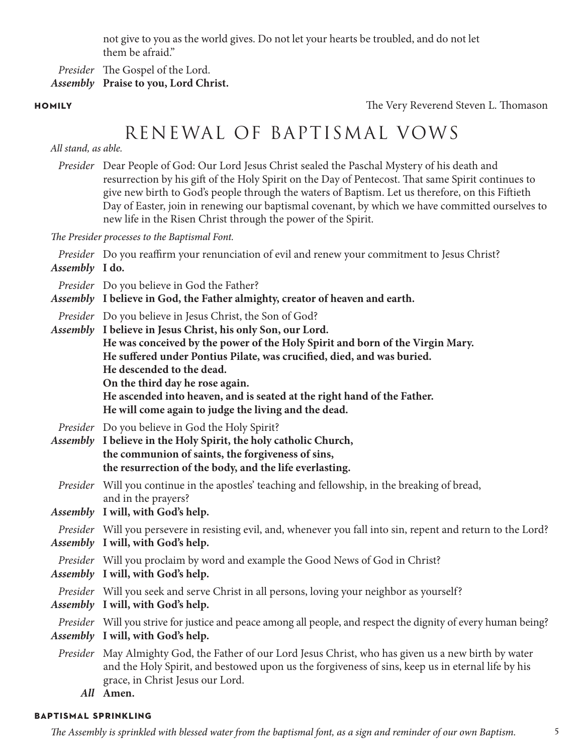not give to you as the world gives. Do not let your hearts be troubled, and do not let them be afraid."

*Presider* The Gospel of the Lord.
***Assembly*** **Praise to you, Lord Christ.**

**HOMILY** The Very Reverend Steven L. Thomason

# RENEWAL OF BAPTISMAL VOWS

*All stand, as able.*

*Presider* Dear People of God: Our Lord Jesus Christ sealed the Paschal Mystery of his death and resurrection by his gift of the Holy Spirit on the Day of Pentecost. That same Spirit continues to give new birth to God's people through the waters of Baptism. Let us therefore, on this Fiftieth Day of Easter, join in renewing our baptismal covenant, by which we have committed ourselves to new life in the Risen Christ through the power of the Spirit.

*The Presider processes to the Baptismal Font.*

*Presider* Do you reaffirm your renunciation of evil and renew your commitment to Jesus Christ?
***Assembly*** **I do.**

*Presider* Do you believe in God the Father?
***Assembly*** **I believe in God, the Father almighty, creator of heaven and earth.**

*Presider* Do you believe in Jesus Christ, the Son of God?
***Assembly*** **I believe in Jesus Christ, his only Son, our Lord.**
**He was conceived by the power of the Holy Spirit and born of the Virgin Mary.**
**He suffered under Pontius Pilate, was crucified, died, and was buried.**
**He descended to the dead.**
**On the third day he rose again.**
**He ascended into heaven, and is seated at the right hand of the Father.**
**He will come again to judge the living and the dead.**

*Presider* Do you believe in God the Holy Spirit?
***Assembly*** **I believe in the Holy Spirit, the holy catholic Church,**
**the communion of saints, the forgiveness of sins,**
**the resurrection of the body, and the life everlasting.**

*Presider* Will you continue in the apostles' teaching and fellowship, in the breaking of bread, and in the prayers?
***Assembly*** **I will, with God's help.**

*Presider* Will you persevere in resisting evil, and, whenever you fall into sin, repent and return to the Lord?
***Assembly*** **I will, with God's help.**

*Presider* Will you proclaim by word and example the Good News of God in Christ?
***Assembly*** **I will, with God's help.**

*Presider* Will you seek and serve Christ in all persons, loving your neighbor as yourself?
***Assembly*** **I will, with God's help.**

*Presider* Will you strive for justice and peace among all people, and respect the dignity of every human being?
***Assembly*** **I will, with God's help.**

*Presider* May Almighty God, the Father of our Lord Jesus Christ, who has given us a new birth by water and the Holy Spirit, and bestowed upon us the forgiveness of sins, keep us in eternal life by his grace, in Christ Jesus our Lord.
***All*** **Amen.**

**BAPTISMAL SPRINKLING**

*The Assembly is sprinkled with blessed water from the baptismal font, as a sign and reminder of our own Baptism.*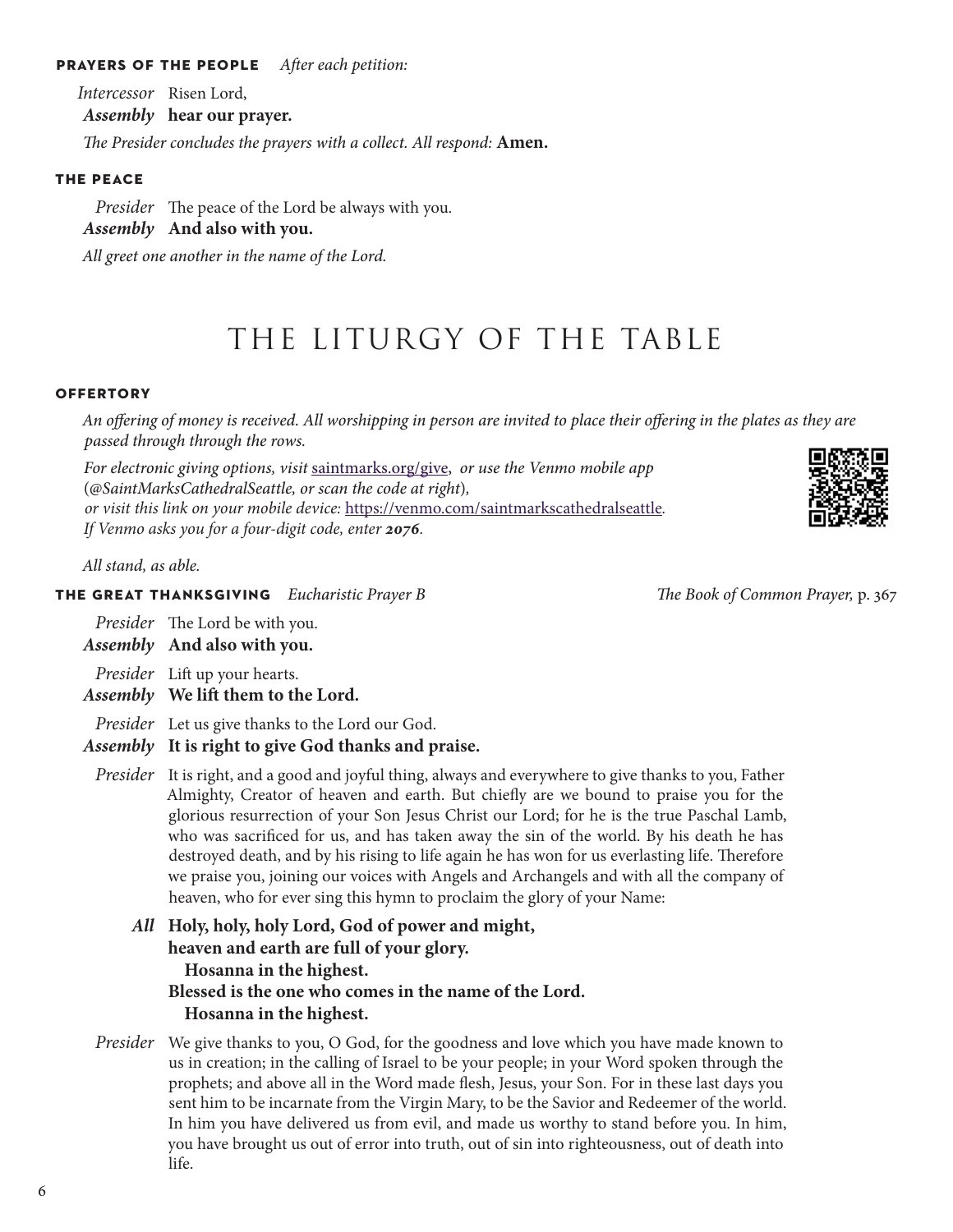### PRAYERS OF THE PEOPLE *After each petition:*

*Intercessor* Risen Lord,
***Assembly*** **hear our prayer.**

*The Presider concludes the prayers with a collect. All respond:* **Amen.**

### THE PEACE

*Presider* The peace of the Lord be always with you.
***Assembly*** **And also with you.**

*All greet one another in the name of the Lord.*

# THE LITURGY OF THE TABLE

### OFFERTORY

*An offering of money is received. All worshipping in person are invited to place their offering in the plates as they are passed through through the rows.*

*For electronic giving options, visit* saintmarks.org/give, *or use the Venmo mobile app (@SaintMarksCathedralSeattle, or scan the code at right), or visit this link on your mobile device:* https://venmo.com/saintmarkscathedralseattle. *If Venmo asks you for a four-digit code, enter* ***2076***.

*All stand, as able.*

### THE GREAT THANKSGIVING *Eucharistic Prayer B* *The Book of Common Prayer,* p. 367

*Presider* The Lord be with you.
***Assembly*** **And also with you.**

*Presider* Lift up your hearts.
***Assembly*** **We lift them to the Lord.**

*Presider* Let us give thanks to the Lord our God.
***Assembly*** **It is right to give God thanks and praise.**

*Presider* It is right, and a good and joyful thing, always and everywhere to give thanks to you, Father Almighty, Creator of heaven and earth. But chiefly are we bound to praise you for the glorious resurrection of your Son Jesus Christ our Lord; for he is the true Paschal Lamb, who was sacrificed for us, and has taken away the sin of the world. By his death he has destroyed death, and by his rising to life again he has won for us everlasting life. Therefore we praise you, joining our voices with Angels and Archangels and with all the company of heaven, who for ever sing this hymn to proclaim the glory of your Name:

***All*** **Holy, holy, holy Lord, God of power and might,**
**heaven and earth are full of your glory.**
**Hosanna in the highest.**
**Blessed is the one who comes in the name of the Lord.**
**Hosanna in the highest.**

*Presider* We give thanks to you, O God, for the goodness and love which you have made known to us in creation; in the calling of Israel to be your people; in your Word spoken through the prophets; and above all in the Word made flesh, Jesus, your Son. For in these last days you sent him to be incarnate from the Virgin Mary, to be the Savior and Redeemer of the world. In him you have delivered us from evil, and made us worthy to stand before you. In him, you have brought us out of error into truth, out of sin into righteousness, out of death into life.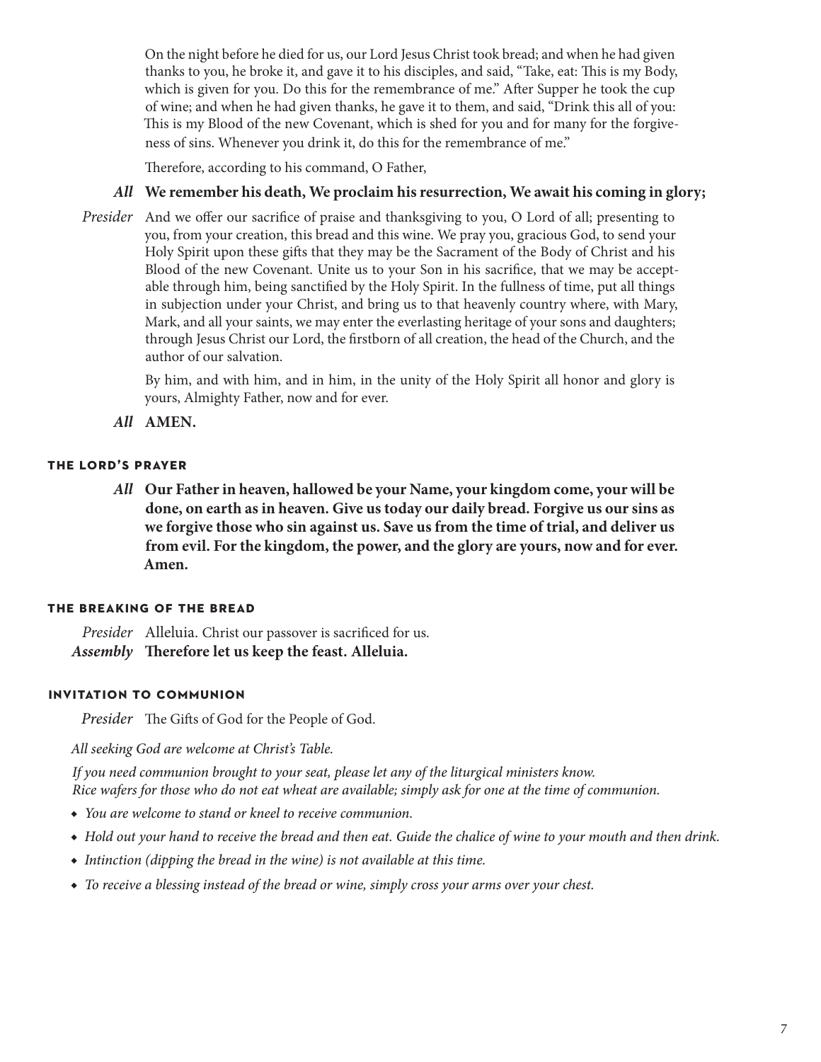On the night before he died for us, our Lord Jesus Christ took bread; and when he had given thanks to you, he broke it, and gave it to his disciples, and said, "Take, eat: This is my Body, which is given for you. Do this for the remembrance of me." After Supper he took the cup of wine; and when he had given thanks, he gave it to them, and said, "Drink this all of you: This is my Blood of the new Covenant, which is shed for you and for many for the forgiveness of sins. Whenever you drink it, do this for the remembrance of me."

Therefore, according to his command, O Father,

***All*** **We remember his death, We proclaim his resurrection, We await his coming in glory;**

*Presider* And we offer our sacrifice of praise and thanksgiving to you, O Lord of all; presenting to you, from your creation, this bread and this wine. We pray you, gracious God, to send your Holy Spirit upon these gifts that they may be the Sacrament of the Body of Christ and his Blood of the new Covenant. Unite us to your Son in his sacrifice, that we may be acceptable through him, being sanctified by the Holy Spirit. In the fullness of time, put all things in subjection under your Christ, and bring us to that heavenly country where, with Mary, Mark, and all your saints, we may enter the everlasting heritage of your sons and daughters; through Jesus Christ our Lord, the firstborn of all creation, the head of the Church, and the author of our salvation.

By him, and with him, and in him, in the unity of the Holy Spirit all honor and glory is yours, Almighty Father, now and for ever.

***All*** **AMEN.**

## THE LORD'S PRAYER

***All*** **Our Father in heaven, hallowed be your Name, your kingdom come, your will be done, on earth as in heaven. Give us today our daily bread. Forgive us our sins as we forgive those who sin against us. Save us from the time of trial, and deliver us from evil. For the kingdom, the power, and the glory are yours, now and for ever. Amen.**

## THE BREAKING OF THE BREAD

*Presider* Alleluia. Christ our passover is sacrificed for us.
***Assembly*** **Therefore let us keep the feast. Alleluia.**

## INVITATION TO COMMUNION

*Presider* The Gifts of God for the People of God.

*All seeking God are welcome at Christ's Table.*

*If you need communion brought to your seat, please let any of the liturgical ministers know.*
*Rice wafers for those who do not eat wheat are available; simply ask for one at the time of communion.*

- *You are welcome to stand or kneel to receive communion.*
- *Hold out your hand to receive the bread and then eat. Guide the chalice of wine to your mouth and then drink.*
- *Intinction (dipping the bread in the wine) is not available at this time.*
- *To receive a blessing instead of the bread or wine, simply cross your arms over your chest.*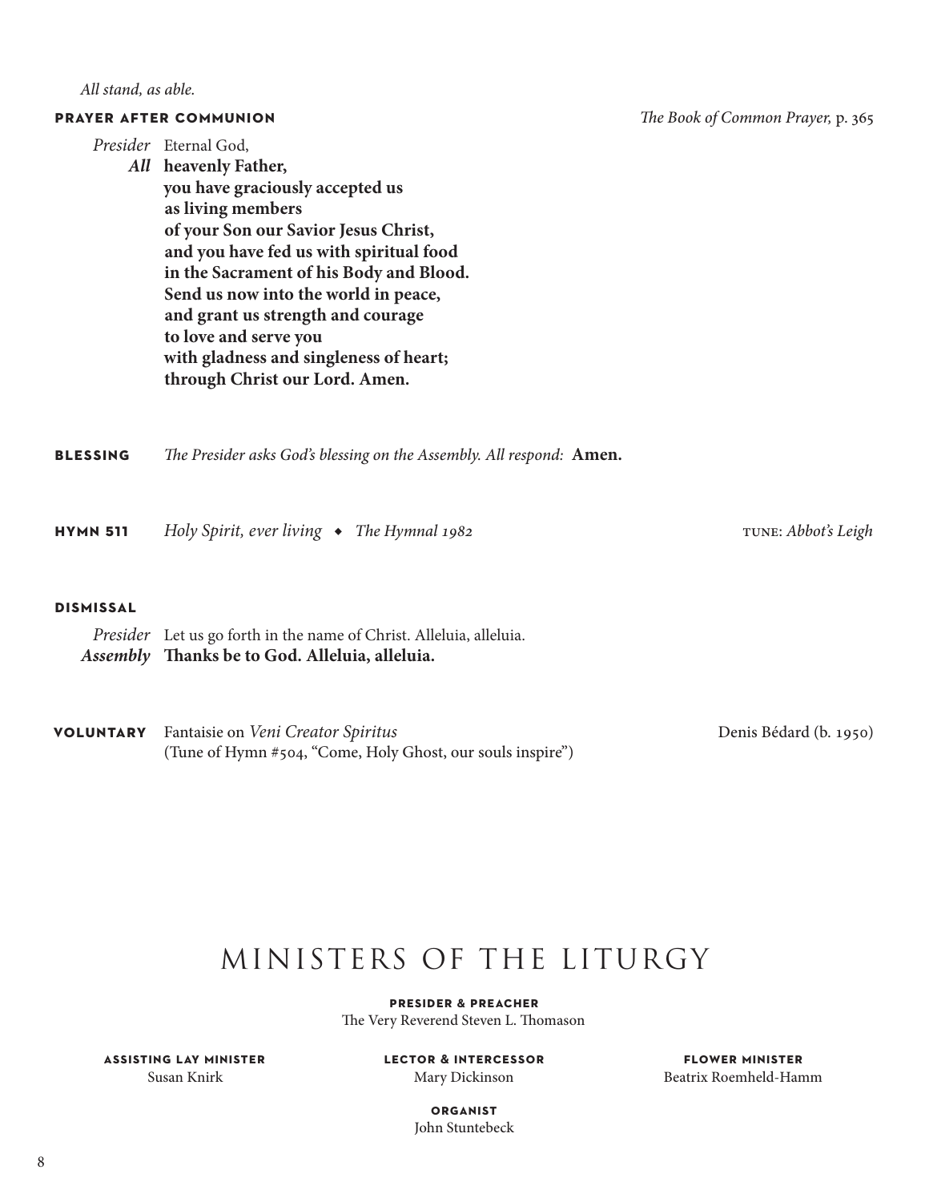*All stand, as able.*

**PRAYER AFTER COMMUNION** *The Book of Common Prayer,* p. 365

*Presider* Eternal God,
***All*** **heavenly Father,**
**you have graciously accepted us**
**as living members**
**of your Son our Savior Jesus Christ,**
**and you have fed us with spiritual food**
**in the Sacrament of his Body and Blood.**
**Send us now into the world in peace,**
**and grant us strength and courage**
**to love and serve you**
**with gladness and singleness of heart;**
**through Christ our Lord. Amen.**

**BLESSING** *The Presider asks God's blessing on the Assembly. All respond:* **Amen.**

**HYMN 511** *Holy Spirit, ever living* ◆ *The Hymnal 1982* TUNE: *Abbot's Leigh*

**DISMISSAL**

*Presider* Let us go forth in the name of Christ. Alleluia, alleluia.
***Assembly*** **Thanks be to God. Alleluia, alleluia.**

**VOLUNTARY** Fantaisie on *Veni Creator Spiritus* Denis Bédard (b. 1950)
(Tune of Hymn #504, "Come, Holy Ghost, our souls inspire")

# MINISTERS OF THE LITURGY

**PRESIDER & PREACHER**
The Very Reverend Steven L. Thomason

**ASSISTING LAY MINISTER**
Susan Knirk

**LECTOR & INTERCESSOR**
Mary Dickinson

**FLOWER MINISTER**
Beatrix Roemheld-Hamm

**ORGANIST**
John Stuntebeck